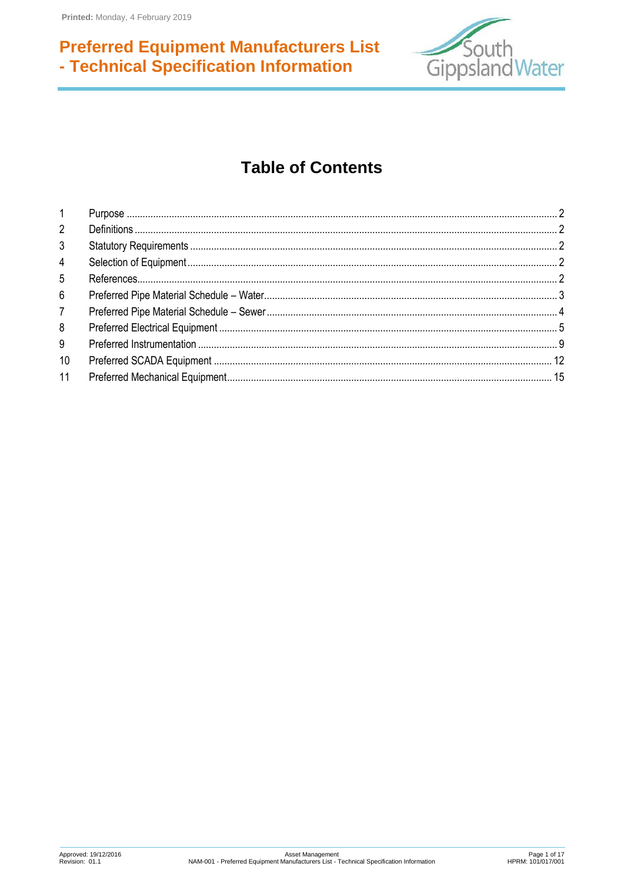# Preferred Equipment Manufacturers List - Technical Specification Information

## Table of Contents

| | | |
|---|---|---|
| 1 | Purpose | 2 |
| 2 | Definitions | 2 |
| 3 | Statutory Requirements | 2 |
| 4 | Selection of Equipment | 2 |
| 5 | References | 2 |
| 6 | Preferred Pipe Material Schedule – Water | 3 |
| 7 | Preferred Pipe Material Schedule – Sewer | 4 |
| 8 | Preferred Electrical Equipment | 5 |
| 9 | Preferred Instrumentation | 9 |
| 10 | Preferred SCADA Equipment | 12 |
| 11 | Preferred Mechanical Equipment | 15 |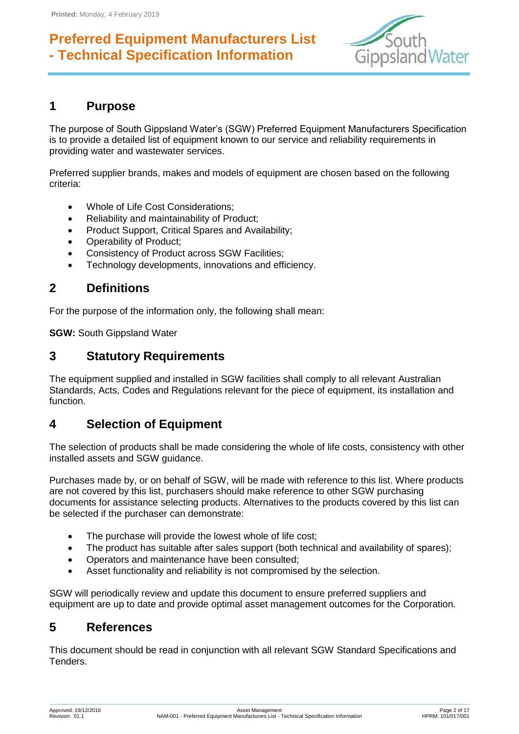# Preferred Equipment Manufacturers List - Technical Specification Information

## 1 Purpose

The purpose of South Gippsland Water's (SGW) Preferred Equipment Manufacturers Specification is to provide a detailed list of equipment known to our service and reliability requirements in providing water and wastewater services.

Preferred supplier brands, makes and models of equipment are chosen based on the following criteria:

- Whole of Life Cost Considerations;
- Reliability and maintainability of Product;
- Product Support, Critical Spares and Availability;
- Operability of Product;
- Consistency of Product across SGW Facilities;
- Technology developments, innovations and efficiency.

## 2 Definitions

For the purpose of the information only, the following shall mean:

**SGW:** South Gippsland Water

## 3 Statutory Requirements

The equipment supplied and installed in SGW facilities shall comply to all relevant Australian Standards, Acts, Codes and Regulations relevant for the piece of equipment, its installation and function.

## 4 Selection of Equipment

The selection of products shall be made considering the whole of life costs, consistency with other installed assets and SGW guidance.

Purchases made by, or on behalf of SGW, will be made with reference to this list. Where products are not covered by this list, purchasers should make reference to other SGW purchasing documents for assistance selecting products. Alternatives to the products covered by this list can be selected if the purchaser can demonstrate:

- The purchase will provide the lowest whole of life cost;
- The product has suitable after sales support (both technical and availability of spares);
- Operators and maintenance have been consulted;
- Asset functionality and reliability is not compromised by the selection.

SGW will periodically review and update this document to ensure preferred suppliers and equipment are up to date and provide optimal asset management outcomes for the Corporation.

## 5 References

This document should be read in conjunction with all relevant SGW Standard Specifications and Tenders.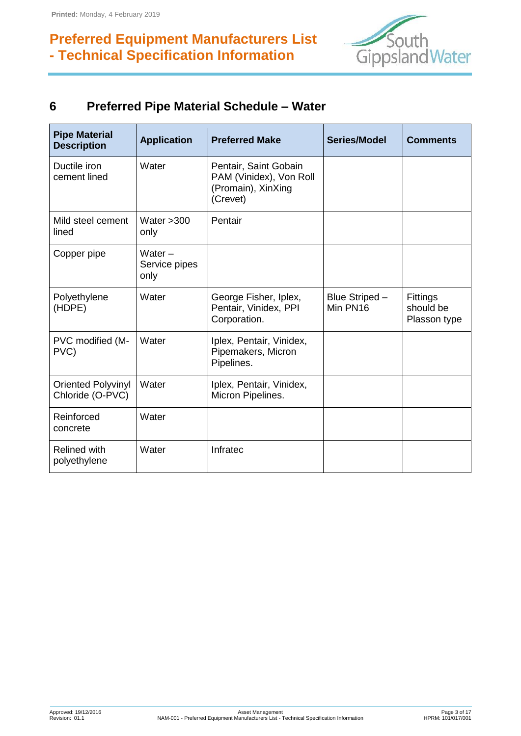## 6 Preferred Pipe Material Schedule – Water

| Pipe Material Description | Application | Preferred Make | Series/Model | Comments |
|---|---|---|---|---|
| Ductile iron cement lined | Water | Pentair, Saint Gobain PAM (Vinidex), Von Roll (Promain), XinXing (Crevet) | | |
| Mild steel cement lined | Water >300 only | Pentair | | |
| Copper pipe | Water – Service pipes only | | | |
| Polyethylene (HDPE) | Water | George Fisher, Iplex, Pentair, Vinidex, PPI Corporation. | Blue Striped – Min PN16 | Fittings should be Plasson type |
| PVC modified (M-PVC) | Water | Iplex, Pentair, Vinidex, Pipemakers, Micron Pipelines. | | |
| Oriented Polyvinyl Chloride (O-PVC) | Water | Iplex, Pentair, Vinidex, Micron Pipelines. | | |
| Reinforced concrete | Water | | | |
| Relined with polyethylene | Water | Infratec | | |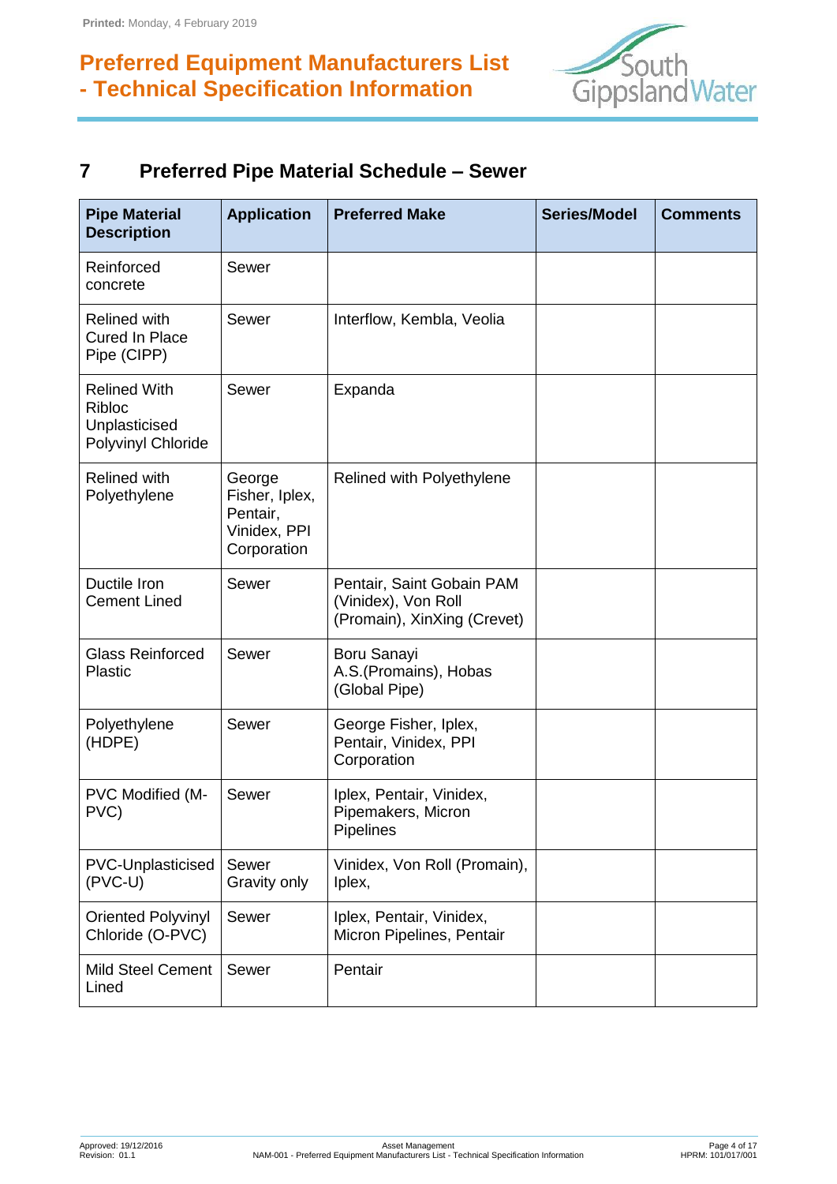# Preferred Equipment Manufacturers List - Technical Specification Information

## 7 Preferred Pipe Material Schedule – Sewer

| Pipe Material Description | Application | Preferred Make | Series/Model | Comments |
|---|---|---|---|---|
| Reinforced concrete | Sewer | | | |
| Relined with Cured In Place Pipe (CIPP) | Sewer | Interflow, Kembla, Veolia | | |
| Relined With Ribloc Unplasticised Polyvinyl Chloride | Sewer | Expanda | | |
| Relined with Polyethylene | George Fisher, Iplex, Pentair, Vinidex, PPI Corporation | Relined with Polyethylene | | |
| Ductile Iron Cement Lined | Sewer | Pentair, Saint Gobain PAM (Vinidex), Von Roll (Promain), XinXing (Crevet) | | |
| Glass Reinforced Plastic | Sewer | Boru Sanayi A.S.(Promains), Hobas (Global Pipe) | | |
| Polyethylene (HDPE) | Sewer | George Fisher, Iplex, Pentair, Vinidex, PPI Corporation | | |
| PVC Modified (M-PVC) | Sewer | Iplex, Pentair, Vinidex, Pipemakers, Micron Pipelines | | |
| PVC-Unplasticised (PVC-U) | Sewer Gravity only | Vinidex, Von Roll (Promain), Iplex, | | |
| Oriented Polyvinyl Chloride (O-PVC) | Sewer | Iplex, Pentair, Vinidex, Micron Pipelines, Pentair | | |
| Mild Steel Cement Lined | Sewer | Pentair | | |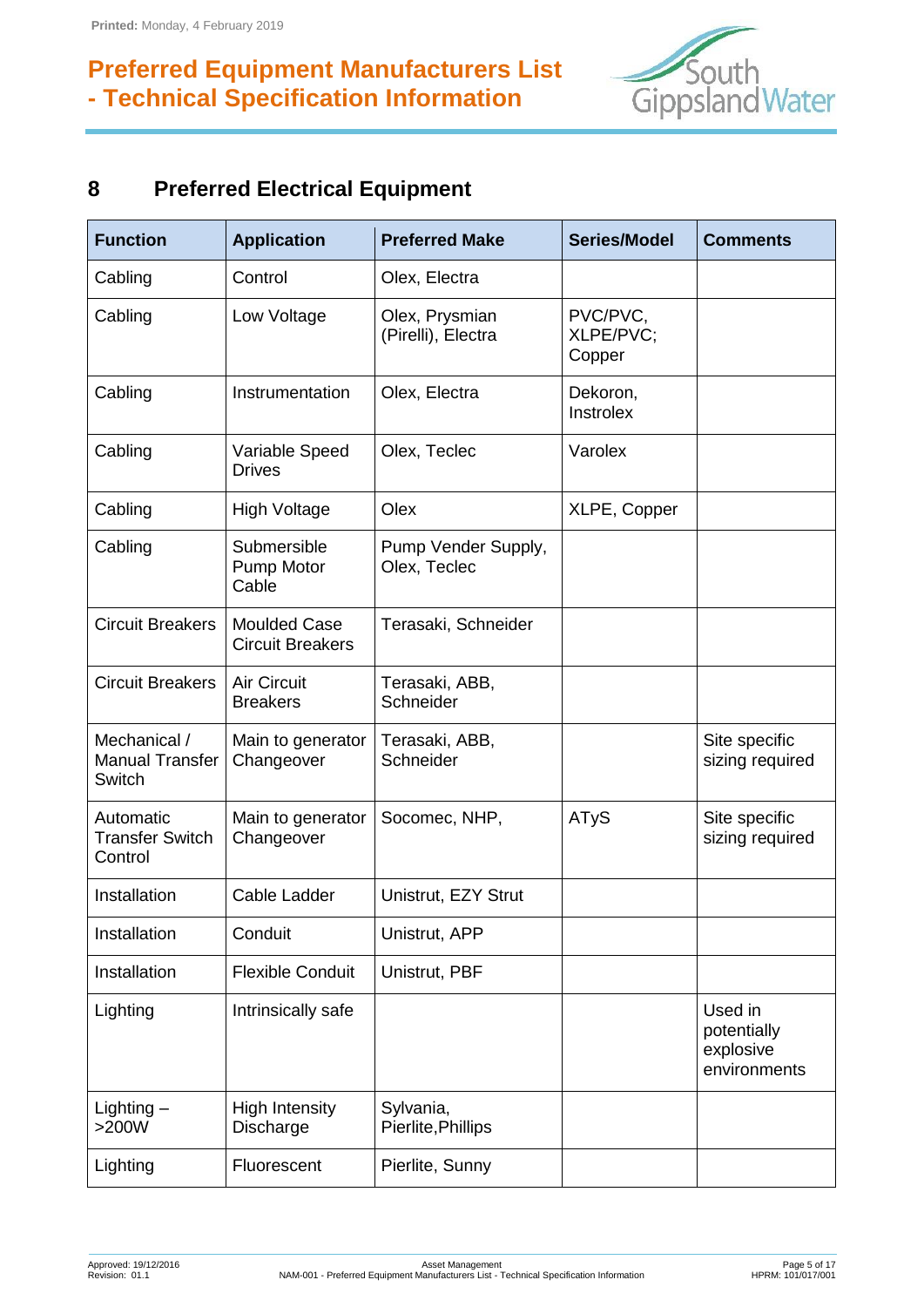## 8 Preferred Electrical Equipment

| Function | Application | Preferred Make | Series/Model | Comments |
|---|---|---|---|---|
| Cabling | Control | Olex, Electra | | |
| Cabling | Low Voltage | Olex, Prysmian (Pirelli), Electra | PVC/PVC, XLPE/PVC; Copper | |
| Cabling | Instrumentation | Olex, Electra | Dekoron, Instrolex | |
| Cabling | Variable Speed Drives | Olex, Teclec | Varolex | |
| Cabling | High Voltage | Olex | XLPE, Copper | |
| Cabling | Submersible Pump Motor Cable | Pump Vender Supply, Olex, Teclec | | |
| Circuit Breakers | Moulded Case Circuit Breakers | Terasaki, Schneider | | |
| Circuit Breakers | Air Circuit Breakers | Terasaki, ABB, Schneider | | |
| Mechanical / Manual Transfer Switch | Main to generator Changeover | Terasaki, ABB, Schneider | | Site specific sizing required |
| Automatic Transfer Switch Control | Main to generator Changeover | Socomec, NHP, | ATyS | Site specific sizing required |
| Installation | Cable Ladder | Unistrut, EZY Strut | | |
| Installation | Conduit | Unistrut, APP | | |
| Installation | Flexible Conduit | Unistrut, PBF | | |
| Lighting | Intrinsically safe | | | Used in potentially explosive environments |
| Lighting – >200W | High Intensity Discharge | Sylvania, Pierlite,Phillips | | |
| Lighting | Fluorescent | Pierlite, Sunny | | |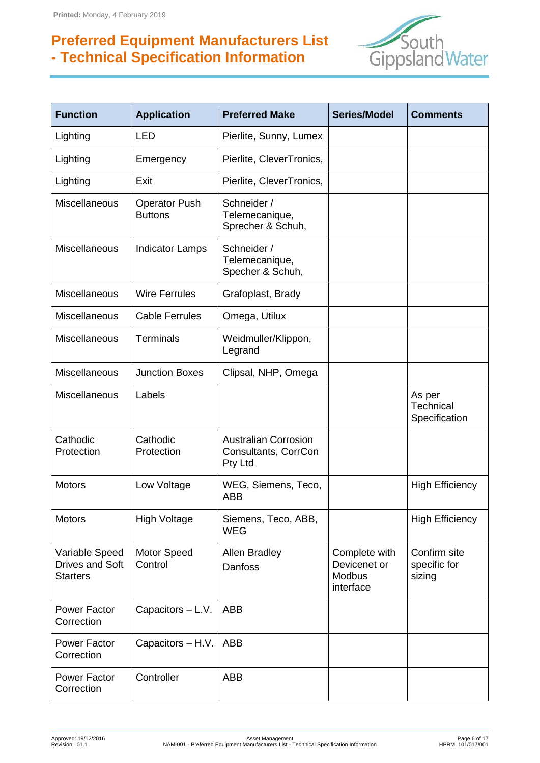# Preferred Equipment Manufacturers List - Technical Specification Information

| Function | Application | Preferred Make | Series/Model | Comments |
|---|---|---|---|---|
| Lighting | LED | Pierlite, Sunny, Lumex | | |
| Lighting | Emergency | Pierlite, CleverTronics, | | |
| Lighting | Exit | Pierlite, CleverTronics, | | |
| Miscellaneous | Operator Push Buttons | Schneider / Telemecanique, Sprecher & Schuh, | | |
| Miscellaneous | Indicator Lamps | Schneider / Telemecanique, Specher & Schuh, | | |
| Miscellaneous | Wire Ferrules | Grafoplast, Brady | | |
| Miscellaneous | Cable Ferrules | Omega, Utilux | | |
| Miscellaneous | Terminals | Weidmuller/Klippon, Legrand | | |
| Miscellaneous | Junction Boxes | Clipsal, NHP, Omega | | |
| Miscellaneous | Labels | | | As per Technical Specification |
| Cathodic Protection | Cathodic Protection | Australian Corrosion Consultants, CorrCon Pty Ltd | | |
| Motors | Low Voltage | WEG, Siemens, Teco, ABB | | High Efficiency |
| Motors | High Voltage | Siemens, Teco, ABB, WEG | | High Efficiency |
| Variable Speed Drives and Soft Starters | Motor Speed Control | Allen Bradley<br>Danfoss | Complete with Devicenet or Modbus interface | Confirm site specific for sizing |
| Power Factor Correction | Capacitors – L.V. | ABB | | |
| Power Factor Correction | Capacitors – H.V. | ABB | | |
| Power Factor Correction | Controller | ABB | | |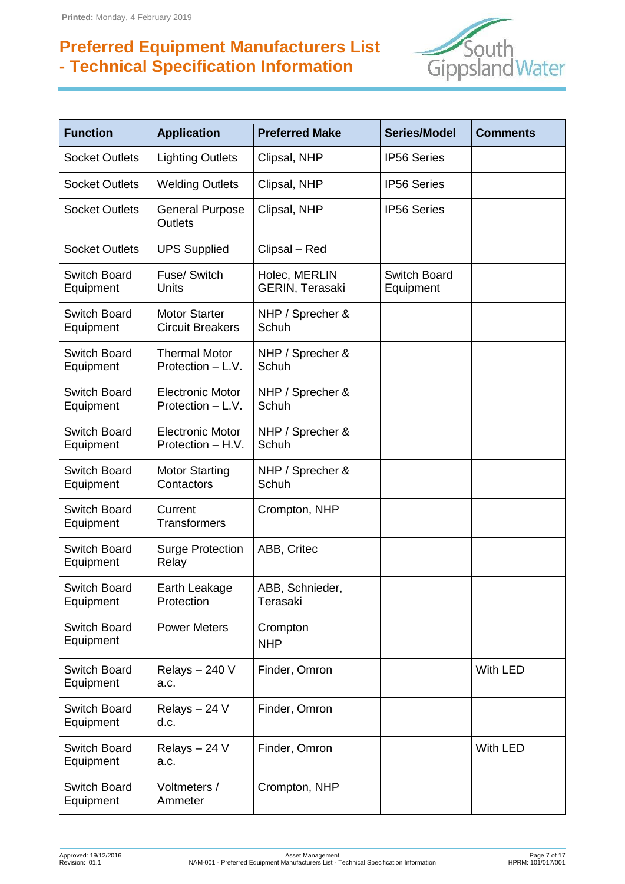| Function | Application | Preferred Make | Series/Model | Comments |
|---|---|---|---|---|
| Socket Outlets | Lighting Outlets | Clipsal, NHP | IP56 Series | |
| Socket Outlets | Welding Outlets | Clipsal, NHP | IP56 Series | |
| Socket Outlets | General Purpose Outlets | Clipsal, NHP | IP56 Series | |
| Socket Outlets | UPS Supplied | Clipsal – Red | | |
| Switch Board Equipment | Fuse/ Switch Units | Holec, MERLIN GERIN, Terasaki | Switch Board Equipment | |
| Switch Board Equipment | Motor Starter Circuit Breakers | NHP / Sprecher & Schuh | | |
| Switch Board Equipment | Thermal Motor Protection – L.V. | NHP / Sprecher & Schuh | | |
| Switch Board Equipment | Electronic Motor Protection – L.V. | NHP / Sprecher & Schuh | | |
| Switch Board Equipment | Electronic Motor Protection – H.V. | NHP / Sprecher & Schuh | | |
| Switch Board Equipment | Motor Starting Contactors | NHP / Sprecher & Schuh | | |
| Switch Board Equipment | Current Transformers | Crompton, NHP | | |
| Switch Board Equipment | Surge Protection Relay | ABB, Critec | | |
| Switch Board Equipment | Earth Leakage Protection | ABB, Schnieder, Terasaki | | |
| Switch Board Equipment | Power Meters | Crompton NHP | | |
| Switch Board Equipment | Relays – 240 V a.c. | Finder, Omron | | With LED |
| Switch Board Equipment | Relays – 24 V d.c. | Finder, Omron | | |
| Switch Board Equipment | Relays – 24 V a.c. | Finder, Omron | | With LED |
| Switch Board Equipment | Voltmeters / Ammeter | Crompton, NHP | | |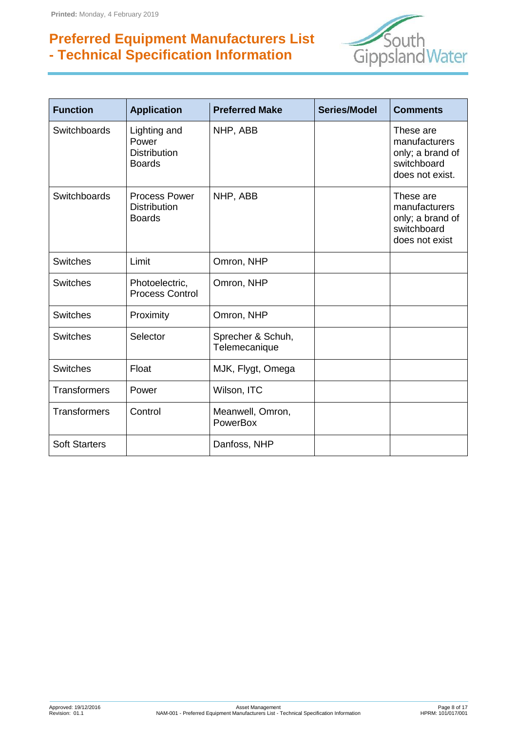# Preferred Equipment Manufacturers List - Technical Specification Information

| Function | Application | Preferred Make | Series/Model | Comments |
|---|---|---|---|---|
| Switchboards | Lighting and Power Distribution Boards | NHP, ABB | | These are manufacturers only; a brand of switchboard does not exist. |
| Switchboards | Process Power Distribution Boards | NHP, ABB | | These are manufacturers only; a brand of switchboard does not exist |
| Switches | Limit | Omron, NHP | | |
| Switches | Photoelectric, Process Control | Omron, NHP | | |
| Switches | Proximity | Omron, NHP | | |
| Switches | Selector | Sprecher & Schuh, Telemecanique | | |
| Switches | Float | MJK, Flygt, Omega | | |
| Transformers | Power | Wilson, ITC | | |
| Transformers | Control | Meanwell, Omron, PowerBox | | |
| Soft Starters | | Danfoss, NHP | | |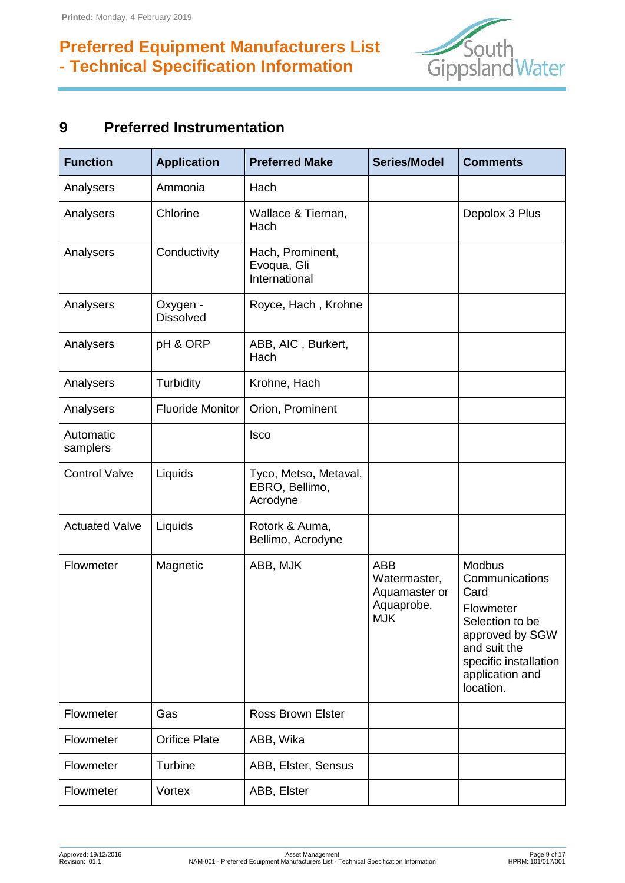## 9 Preferred Instrumentation

| Function | Application | Preferred Make | Series/Model | Comments |
|---|---|---|---|---|
| Analysers | Ammonia | Hach | | |
| Analysers | Chlorine | Wallace & Tiernan, Hach | | Depolox 3 Plus |
| Analysers | Conductivity | Hach, Prominent, Evoqua, Gli International | | |
| Analysers | Oxygen - Dissolved | Royce, Hach , Krohne | | |
| Analysers | pH & ORP | ABB, AIC , Burkert, Hach | | |
| Analysers | Turbidity | Krohne, Hach | | |
| Analysers | Fluoride Monitor | Orion, Prominent | | |
| Automatic samplers | | Isco | | |
| Control Valve | Liquids | Tyco, Metso, Metaval, EBRO, Bellimo, Acrodyne | | |
| Actuated Valve | Liquids | Rotork & Auma, Bellimo, Acrodyne | | |
| Flowmeter | Magnetic | ABB, MJK | ABB Watermaster, Aquamaster or Aquaprobe, MJK | Modbus Communications Card Flowmeter Selection to be approved by SGW and suit the specific installation application and location. |
| Flowmeter | Gas | Ross Brown Elster | | |
| Flowmeter | Orifice Plate | ABB, Wika | | |
| Flowmeter | Turbine | ABB, Elster, Sensus | | |
| Flowmeter | Vortex | ABB, Elster | | |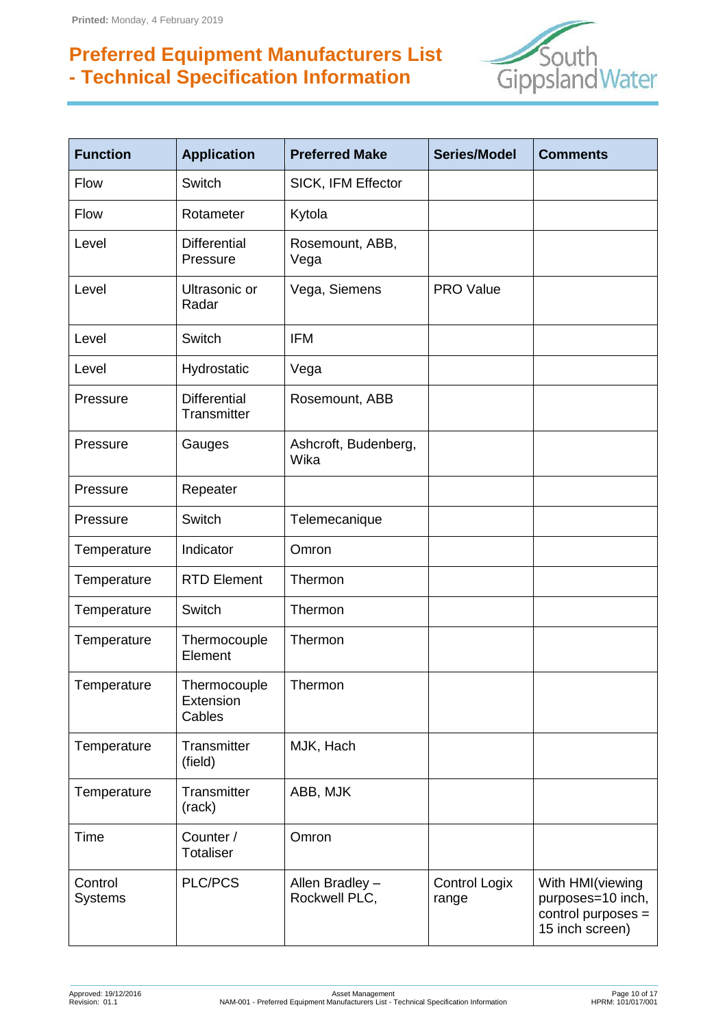# Preferred Equipment Manufacturers List - Technical Specification Information

| Function | Application | Preferred Make | Series/Model | Comments |
|---|---|---|---|---|
| Flow | Switch | SICK, IFM Effector | | |
| Flow | Rotameter | Kytola | | |
| Level | Differential Pressure | Rosemount, ABB, Vega | | |
| Level | Ultrasonic or Radar | Vega, Siemens | PRO Value | |
| Level | Switch | IFM | | |
| Level | Hydrostatic | Vega | | |
| Pressure | Differential Transmitter | Rosemount, ABB | | |
| Pressure | Gauges | Ashcroft, Budenberg, Wika | | |
| Pressure | Repeater | | | |
| Pressure | Switch | Telemecanique | | |
| Temperature | Indicator | Omron | | |
| Temperature | RTD Element | Thermon | | |
| Temperature | Switch | Thermon | | |
| Temperature | Thermocouple Element | Thermon | | |
| Temperature | Thermocouple Extension Cables | Thermon | | |
| Temperature | Transmitter (field) | MJK, Hach | | |
| Temperature | Transmitter (rack) | ABB, MJK | | |
| Time | Counter / Totaliser | Omron | | |
| Control Systems | PLC/PCS | Allen Bradley – Rockwell PLC, | Control Logix range | With HMI(viewing purposes=10 inch, control purposes = 15 inch screen) |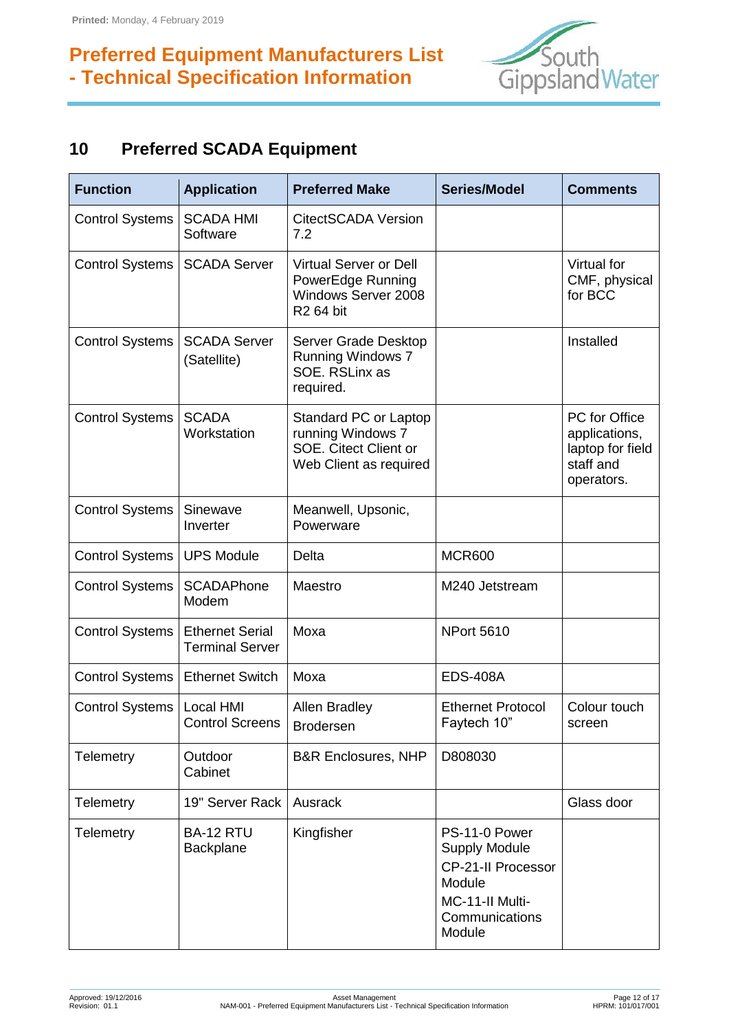## 10 Preferred SCADA Equipment

| Function | Application | Preferred Make | Series/Model | Comments |
|---|---|---|---|---|
| Control Systems | SCADA HMI Software | CitectSCADA Version 7.2 | | |
| Control Systems | SCADA Server | Virtual Server or Dell PowerEdge Running Windows Server 2008 R2 64 bit | | Virtual for CMF, physical for BCC |
| Control Systems | SCADA Server (Satellite) | Server Grade Desktop Running Windows 7 SOE. RSLinx as required. | | Installed |
| Control Systems | SCADA Workstation | Standard PC or Laptop running Windows 7 SOE. Citect Client or Web Client as required | | PC for Office applications, laptop for field staff and operators. |
| Control Systems | Sinewave Inverter | Meanwell, Upsonic, Powerware | | |
| Control Systems | UPS Module | Delta | MCR600 | |
| Control Systems | SCADAPhone Modem | Maestro | M240 Jetstream | |
| Control Systems | Ethernet Serial Terminal Server | Moxa | NPort 5610 | |
| Control Systems | Ethernet Switch | Moxa | EDS-408A | |
| Control Systems | Local HMI Control Screens | Allen Bradley<br>Brodersen | Ethernet Protocol<br>Faytech 10" | Colour touch screen |
| Telemetry | Outdoor Cabinet | B&R Enclosures, NHP | D808030 | |
| Telemetry | 19" Server Rack | Ausrack | | Glass door |
| Telemetry | BA-12 RTU Backplane | Kingfisher | PS-11-0 Power Supply Module<br>CP-21-II Processor Module<br>MC-11-II Multi-Communications Module | |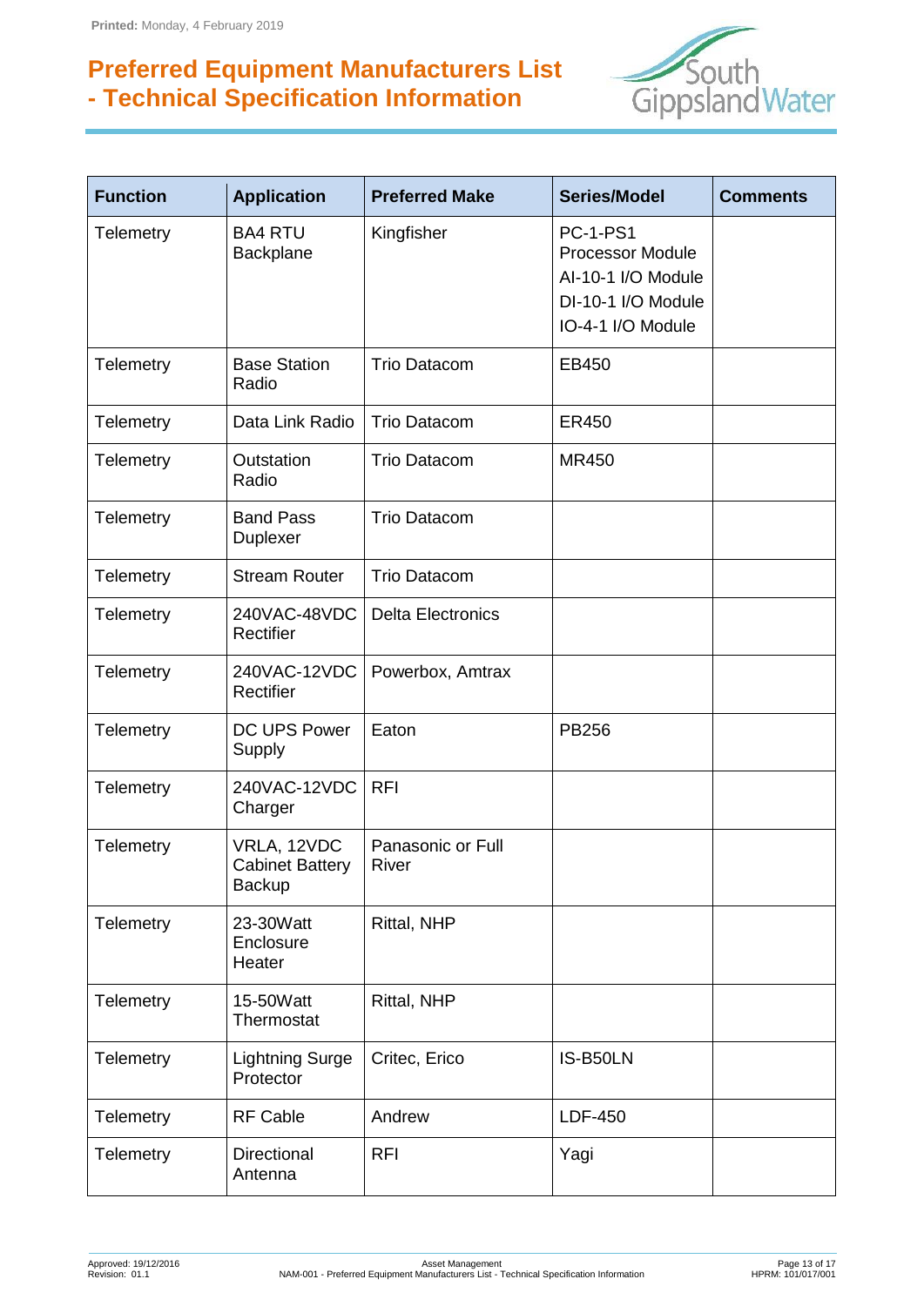# Preferred Equipment Manufacturers List - Technical Specification Information

| Function | Application | Preferred Make | Series/Model | Comments |
|---|---|---|---|---|
| Telemetry | BA4 RTU Backplane | Kingfisher | PC-1-PS1 Processor Module<br>AI-10-1 I/O Module<br>DI-10-1 I/O Module<br>IO-4-1 I/O Module | |
| Telemetry | Base Station Radio | Trio Datacom | EB450 | |
| Telemetry | Data Link Radio | Trio Datacom | ER450 | |
| Telemetry | Outstation Radio | Trio Datacom | MR450 | |
| Telemetry | Band Pass Duplexer | Trio Datacom | | |
| Telemetry | Stream Router | Trio Datacom | | |
| Telemetry | 240VAC-48VDC Rectifier | Delta Electronics | | |
| Telemetry | 240VAC-12VDC Rectifier | Powerbox, Amtrax | | |
| Telemetry | DC UPS Power Supply | Eaton | PB256 | |
| Telemetry | 240VAC-12VDC Charger | RFI | | |
| Telemetry | VRLA, 12VDC Cabinet Battery Backup | Panasonic or Full River | | |
| Telemetry | 23-30Watt Enclosure Heater | Rittal, NHP | | |
| Telemetry | 15-50Watt Thermostat | Rittal, NHP | | |
| Telemetry | Lightning Surge Protector | Critec, Erico | IS-B50LN | |
| Telemetry | RF Cable | Andrew | LDF-450 | |
| Telemetry | Directional Antenna | RFI | Yagi | |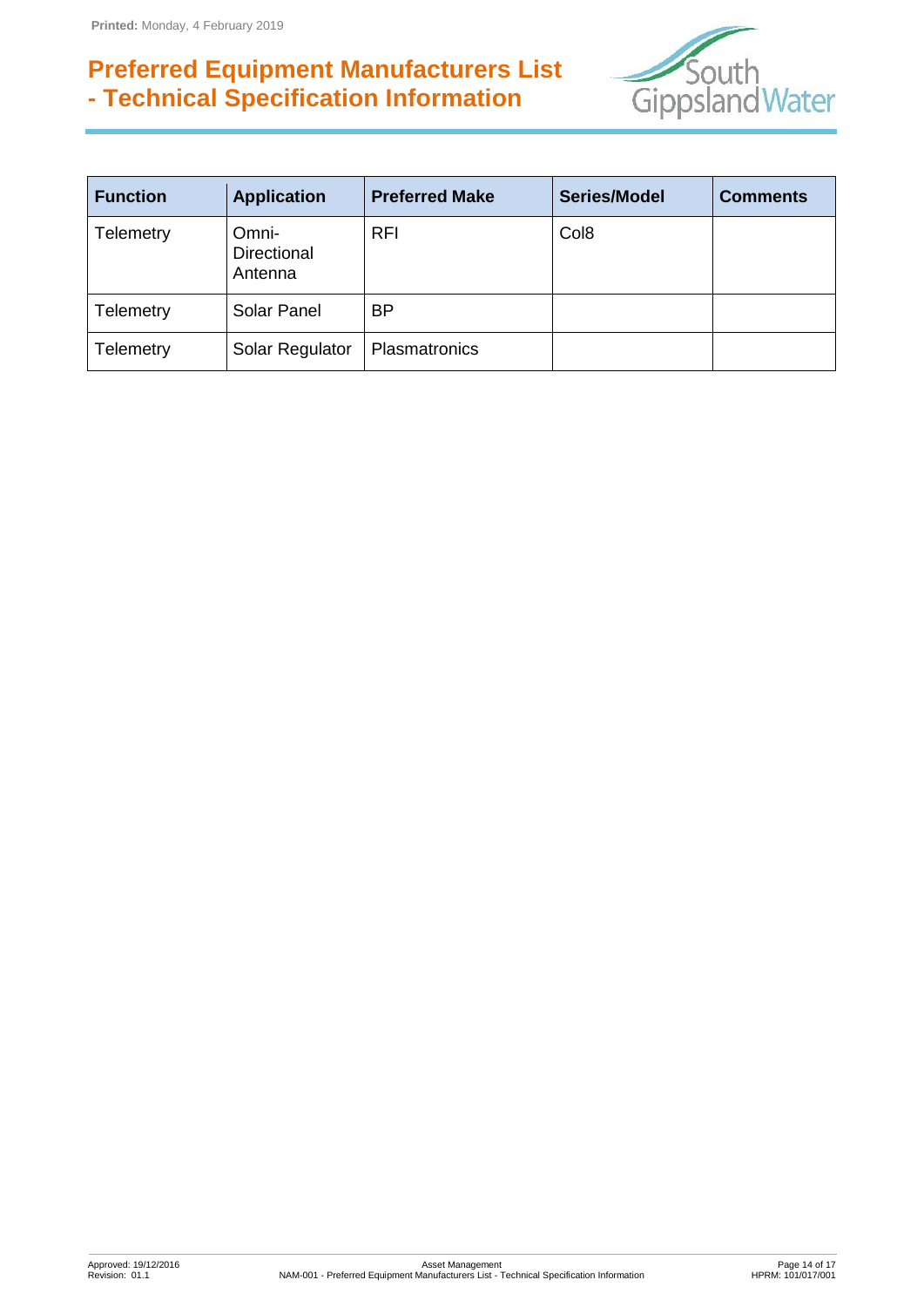| Function | Application | Preferred Make | Series/Model | Comments |
|---|---|---|---|---|
| Telemetry | Omni-Directional Antenna | RFI | Col8 | |
| Telemetry | Solar Panel | BP | | |
| Telemetry | Solar Regulator | Plasmatronics | | |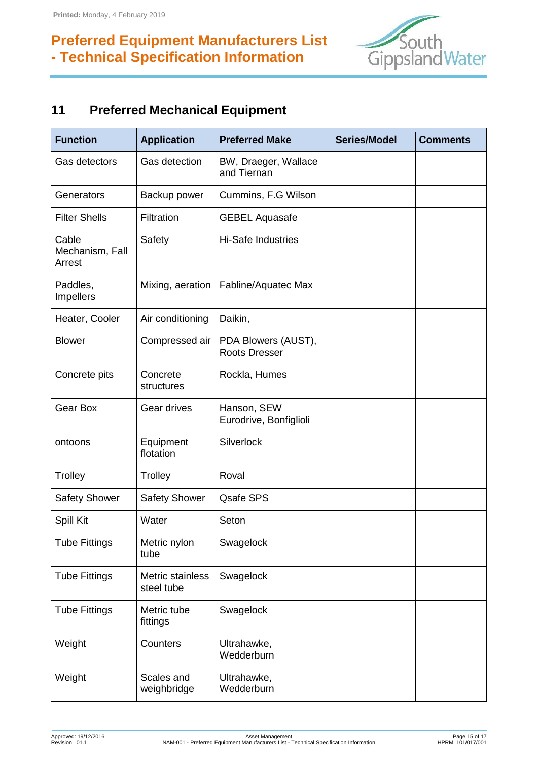## 11 Preferred Mechanical Equipment

| Function | Application | Preferred Make | Series/Model | Comments |
|---|---|---|---|---|
| Gas detectors | Gas detection | BW, Draeger, Wallace and Tiernan | | |
| Generators | Backup power | Cummins, F.G Wilson | | |
| Filter Shells | Filtration | GEBEL Aquasafe | | |
| Cable Mechanism, Fall Arrest | Safety | Hi-Safe Industries | | |
| Paddles, Impellers | Mixing, aeration | Fabline/Aquatec Max | | |
| Heater, Cooler | Air conditioning | Daikin, | | |
| Blower | Compressed air | PDA Blowers (AUST), Roots Dresser | | |
| Concrete pits | Concrete structures | Rockla, Humes | | |
| Gear Box | Gear drives | Hanson, SEW Eurodrive, Bonfiglioli | | |
| ontoons | Equipment flotation | Silverlock | | |
| Trolley | Trolley | Roval | | |
| Safety Shower | Safety Shower | Qsafe SPS | | |
| Spill Kit | Water | Seton | | |
| Tube Fittings | Metric nylon tube | Swagelock | | |
| Tube Fittings | Metric stainless steel tube | Swagelock | | |
| Tube Fittings | Metric tube fittings | Swagelock | | |
| Weight | Counters | Ultrahawke, Wedderburn | | |
| Weight | Scales and weighbridge | Ultrahawke, Wedderburn | | |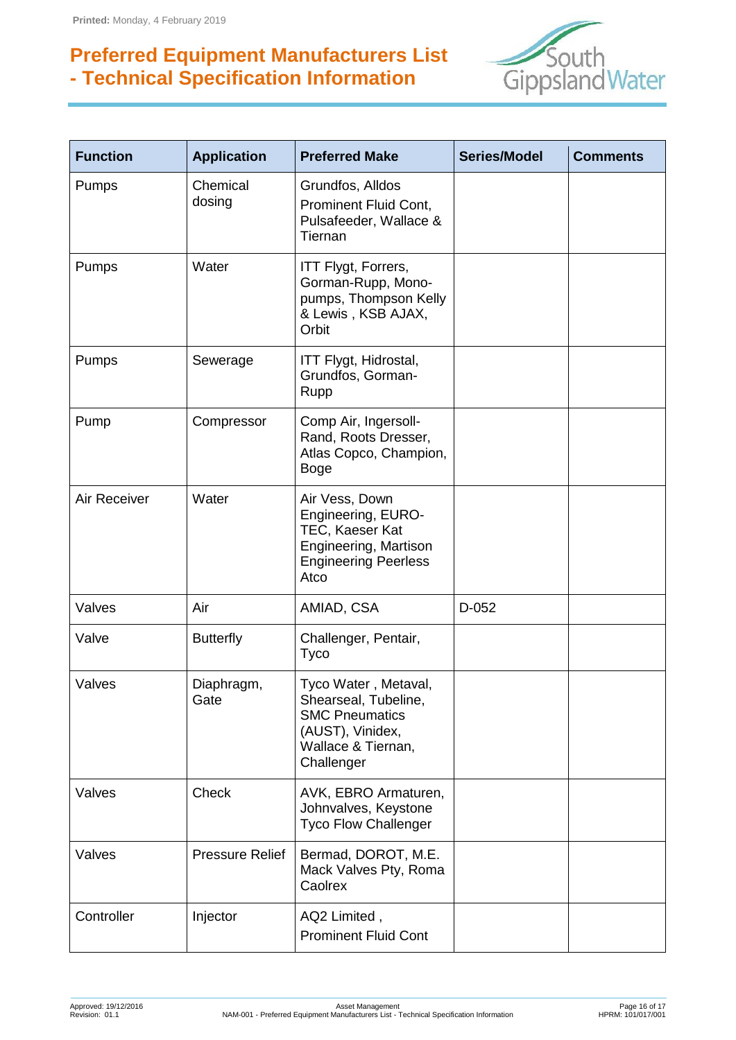# Preferred Equipment Manufacturers List - Technical Specification Information

| Function | Application | Preferred Make | Series/Model | Comments |
|---|---|---|---|---|
| Pumps | Chemical dosing | Grundfos, Alldos Prominent Fluid Cont, Pulsafeeder, Wallace & Tiernan | | |
| Pumps | Water | ITT Flygt, Forrers, Gorman-Rupp, Mono-pumps, Thompson Kelly & Lewis , KSB AJAX, Orbit | | |
| Pumps | Sewerage | ITT Flygt, Hidrostal, Grundfos, Gorman-Rupp | | |
| Pump | Compressor | Comp Air, Ingersoll-Rand, Roots Dresser, Atlas Copco, Champion, Boge | | |
| Air Receiver | Water | Air Vess, Down Engineering, EURO-TEC, Kaeser Kat Engineering, Martison Engineering Peerless Atco | | |
| Valves | Air | AMIAD, CSA | D-052 | |
| Valve | Butterfly | Challenger, Pentair, Tyco | | |
| Valves | Diaphragm, Gate | Tyco Water , Metaval, Shearseal, Tubeline, SMC Pneumatics (AUST), Vinidex, Wallace & Tiernan, Challenger | | |
| Valves | Check | AVK, EBRO Armaturen, Johnvalves, Keystone Tyco Flow Challenger | | |
| Valves | Pressure Relief | Bermad, DOROT, M.E. Mack Valves Pty, Roma Caolrex | | |
| Controller | Injector | AQ2 Limited , Prominent Fluid Cont | | |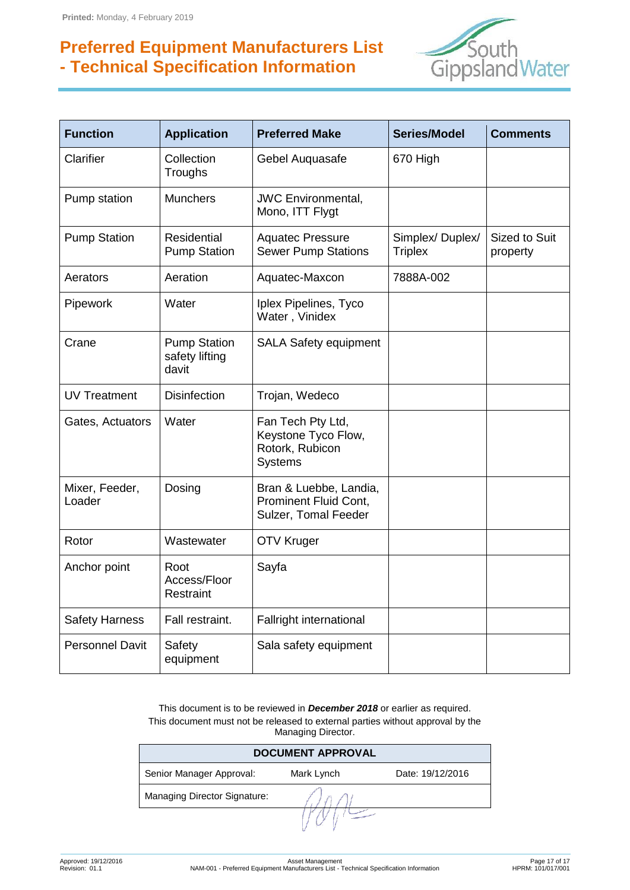# Preferred Equipment Manufacturers List - Technical Specification Information

| Function | Application | Preferred Make | Series/Model | Comments |
|---|---|---|---|---|
| Clarifier | Collection Troughs | Gebel Auquasafe | 670 High | |
| Pump station | Munchers | JWC Environmental, Mono, ITT Flygt | | |
| Pump Station | Residential Pump Station | Aquatec Pressure Sewer Pump Stations | Simplex/ Duplex/ Triplex | Sized to Suit property |
| Aerators | Aeration | Aquatec-Maxcon | 7888A-002 | |
| Pipework | Water | Iplex Pipelines, Tyco Water , Vinidex | | |
| Crane | Pump Station safety lifting davit | SALA Safety equipment | | |
| UV Treatment | Disinfection | Trojan, Wedeco | | |
| Gates, Actuators | Water | Fan Tech Pty Ltd, Keystone Tyco Flow, Rotork, Rubicon Systems | | |
| Mixer, Feeder, Loader | Dosing | Bran & Luebbe, Landia, Prominent Fluid Cont, Sulzer, Tomal Feeder | | |
| Rotor | Wastewater | OTV Kruger | | |
| Anchor point | Root Access/Floor Restraint | Sayfa | | |
| Safety Harness | Fall restraint. | Fallright international | | |
| Personnel Davit | Safety equipment | Sala safety equipment | | |

This document is to be reviewed in ***December 2018*** or earlier as required.
This document must not be released to external parties without approval by the Managing Director.

| DOCUMENT APPROVAL | | |
|---|---|---|
| Senior Manager Approval: | Mark Lynch | Date: 19/12/2016 |
| Managing Director Signature: | | |